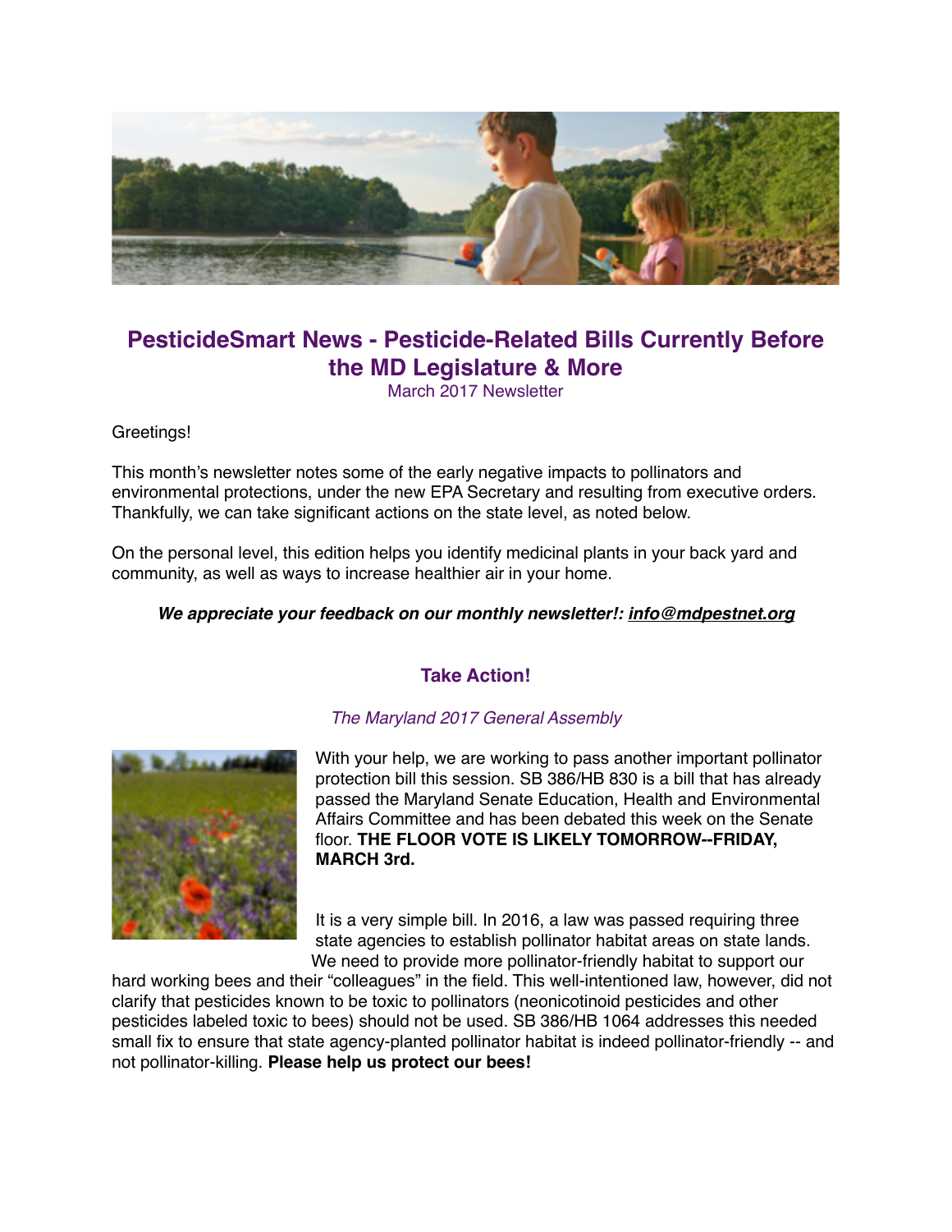# PesticideSmart News - Pesticide-Related Bills Currently Before the MD Legislature & More

March 2017 Newsletter

Greetings!

This month's newsletter notes some of the early negative impacts to pollinators and environmental protections, under the new EPA Secretary and resulting from executive orders. Thankfully, we can take significant actions on the state level, as noted below.

On the personal level, this edition helps you identify medicinal plants in your back yard and community, as well as ways to increase healthier air in your home.

***We appreciate your feedback on our monthly newsletter!: info@mdpestnet.org***

## Take Action!

*The Maryland 2017 General Assembly*

With your help, we are working to pass another important pollinator protection bill this session. SB 386/HB 830 is a bill that has already passed the Maryland Senate Education, Health and Environmental Affairs Committee and has been debated this week on the Senate floor. **THE FLOOR VOTE IS LIKELY TOMORROW--FRIDAY, MARCH 3rd.**

It is a very simple bill. In 2016, a law was passed requiring three state agencies to establish pollinator habitat areas on state lands. We need to provide more pollinator-friendly habitat to support our hard working bees and their "colleagues" in the field. This well-intentioned law, however, did not clarify that pesticides known to be toxic to pollinators (neonicotinoid pesticides and other pesticides labeled toxic to bees) should not be used. SB 386/HB 1064 addresses this needed small fix to ensure that state agency-planted pollinator habitat is indeed pollinator-friendly -- and not pollinator-killing. **Please help us protect our bees!**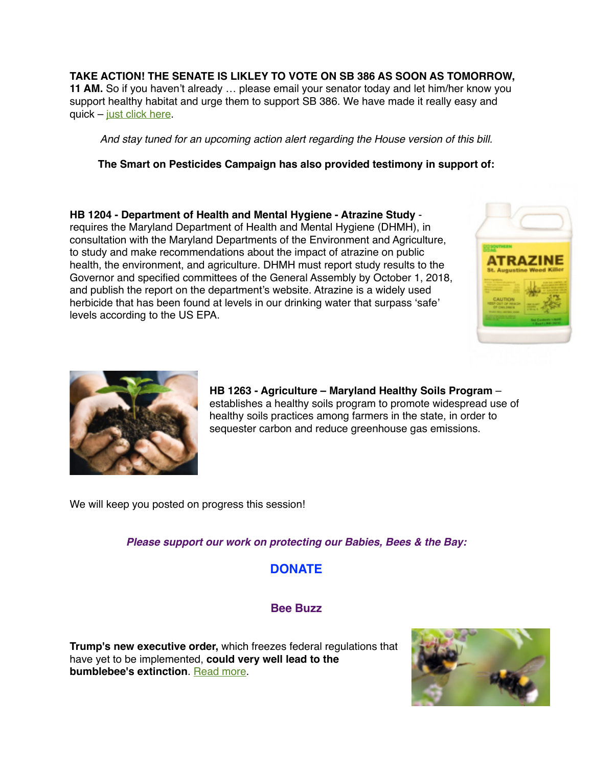**TAKE ACTION! THE SENATE IS LIKLEY TO VOTE ON SB 386 AS SOON AS TOMORROW, 11 AM.** So if you haven't already … please email your senator today and let him/her know you support healthy habitat and urge them to support SB 386. We have made it really easy and quick – just click here.

*And stay tuned for an upcoming action alert regarding the House version of this bill.*

**The Smart on Pesticides Campaign has also provided testimony in support of:**

**HB 1204 - Department of Health and Mental Hygiene - Atrazine Study** - requires the Maryland Department of Health and Mental Hygiene (DHMH), in consultation with the Maryland Departments of the Environment and Agriculture, to study and make recommendations about the impact of atrazine on public health, the environment, and agriculture. DHMH must report study results to the Governor and specified committees of the General Assembly by October 1, 2018, and publish the report on the department's website. Atrazine is a widely used herbicide that has been found at levels in our drinking water that surpass 'safe' levels according to the US EPA.

**HB 1263 - Agriculture – Maryland Healthy Soils Program** – establishes a healthy soils program to promote widespread use of healthy soils practices among farmers in the state, in order to sequester carbon and reduce greenhouse gas emissions.

We will keep you posted on progress this session!

***Please support our work on protecting our Babies, Bees & the Bay:***

**DONATE**

## Bee Buzz

**Trump's new executive order,** which freezes federal regulations that have yet to be implemented, **could very well lead to the bumblebee's extinction**. Read more.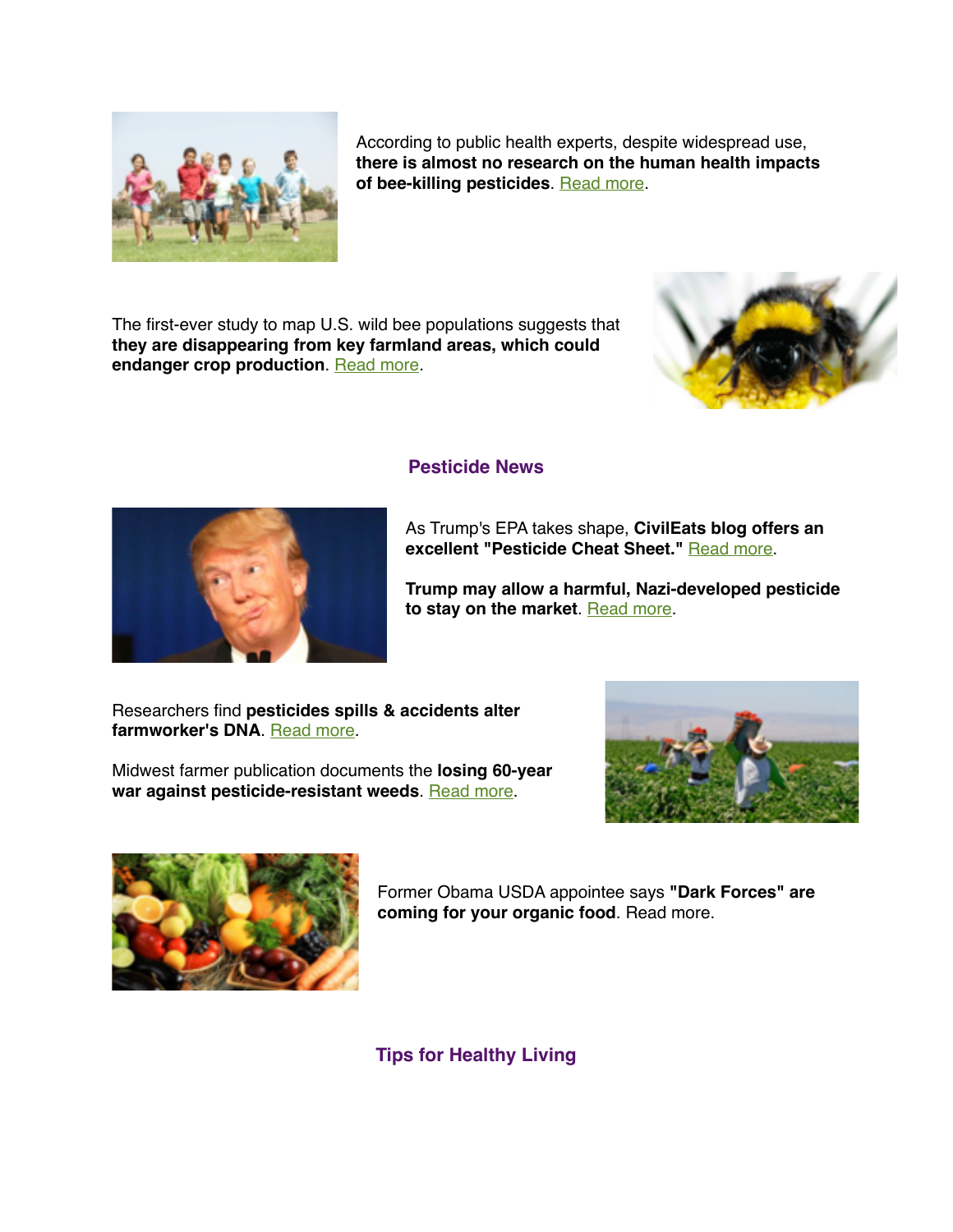According to public health experts, despite widespread use, **there is almost no research on the human health impacts of bee-killing pesticides**. Read more.

The first-ever study to map U.S. wild bee populations suggests that **they are disappearing from key farmland areas, which could endanger crop production**. Read more.

## Pesticide News

As Trump's EPA takes shape, **CivilEats blog offers an excellent "Pesticide Cheat Sheet."** Read more.

**Trump may allow a harmful, Nazi-developed pesticide to stay on the market**. Read more.

Researchers find **pesticides spills & accidents alter farmworker's DNA**. Read more.

Midwest farmer publication documents the **losing 60-year war against pesticide-resistant weeds**. Read more.

Former Obama USDA appointee says **"Dark Forces" are coming for your organic food**. Read more.

## Tips for Healthy Living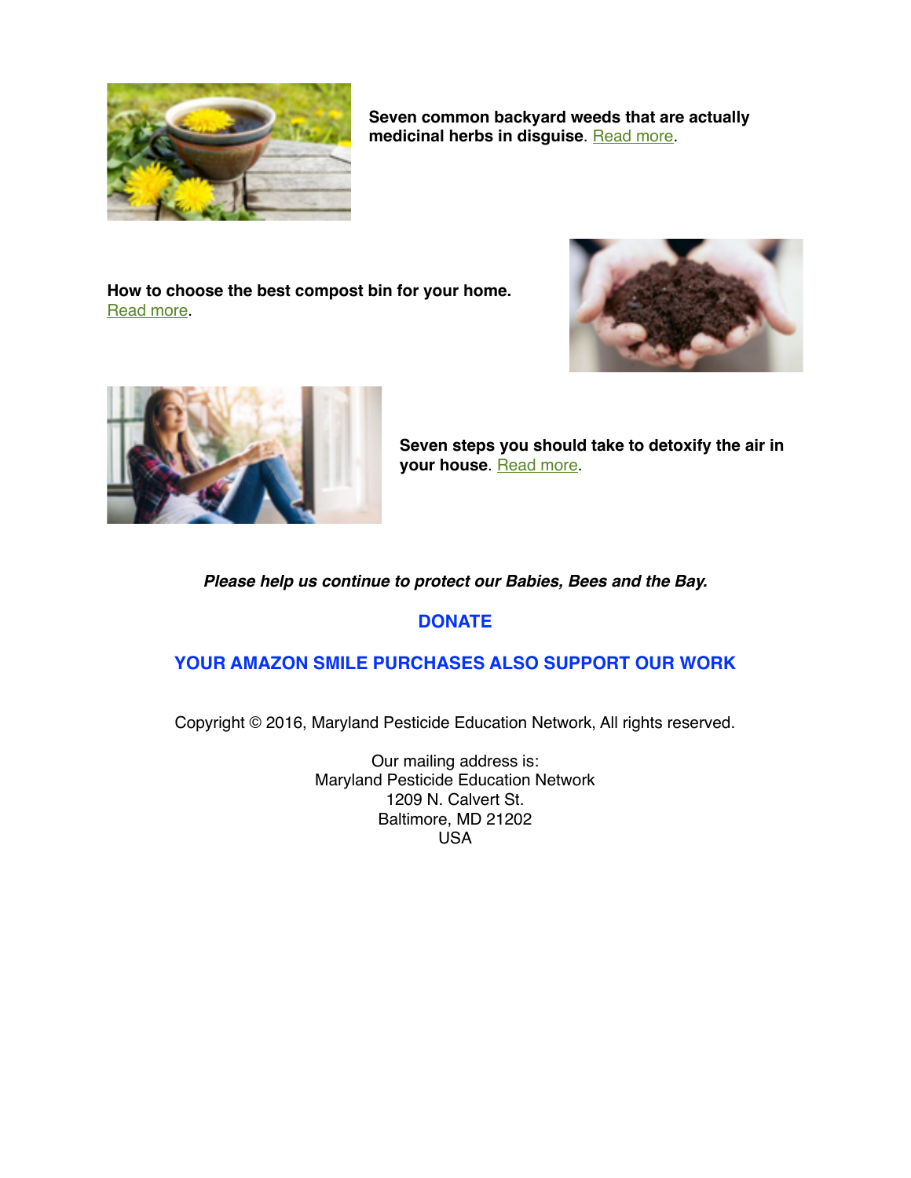**Seven common backyard weeds that are actually medicinal herbs in disguise**. Read more.

**How to choose the best compost bin for your home.**
Read more.

**Seven steps you should take to detoxify the air in your house**. Read more.

***Please help us continue to protect our Babies, Bees and the Bay.***

**DONATE**

**YOUR AMAZON SMILE PURCHASES ALSO SUPPORT OUR WORK**

Copyright © 2016, Maryland Pesticide Education Network, All rights reserved.

Our mailing address is:
Maryland Pesticide Education Network
1209 N. Calvert St.
Baltimore, MD 21202
USA